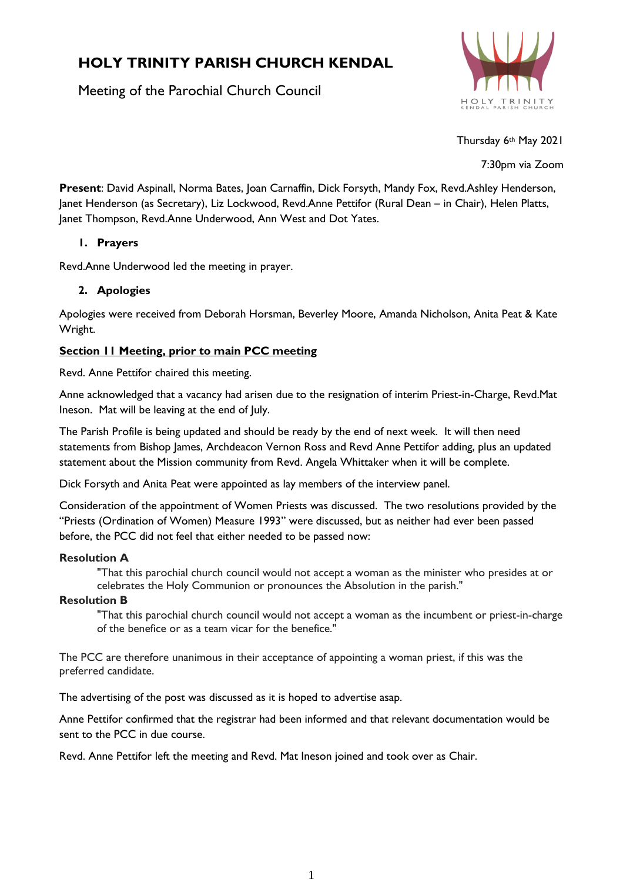# HOLY TRINITY PARISH CHURCH KENDAL

Meeting of the Parochial Church Council

Thursday 6th May 2021

7:30pm via Zoom

**Present**: David Aspinall, Norma Bates, Joan Carnaffin, Dick Forsyth, Mandy Fox, Revd.Ashley Henderson, Janet Henderson (as Secretary), Liz Lockwood, Revd.Anne Pettifor (Rural Dean – in Chair), Helen Platts, Janet Thompson, Revd.Anne Underwood, Ann West and Dot Yates.

## 1. Prayers

Revd.Anne Underwood led the meeting in prayer.

## 2. Apologies

Apologies were received from Deborah Horsman, Beverley Moore, Amanda Nicholson, Anita Peat & Kate Wright.

**Section 11 Meeting, prior to main PCC meeting**

Revd. Anne Pettifor chaired this meeting.

Anne acknowledged that a vacancy had arisen due to the resignation of interim Priest-in-Charge, Revd.Mat Ineson. Mat will be leaving at the end of July.

The Parish Profile is being updated and should be ready by the end of next week. It will then need statements from Bishop James, Archdeacon Vernon Ross and Revd Anne Pettifor adding, plus an updated statement about the Mission community from Revd. Angela Whittaker when it will be complete.

Dick Forsyth and Anita Peat were appointed as lay members of the interview panel.

Consideration of the appointment of Women Priests was discussed. The two resolutions provided by the "Priests (Ordination of Women) Measure 1993" were discussed, but as neither had ever been passed before, the PCC did not feel that either needed to be passed now:

**Resolution A**

> "That this parochial church council would not accept a woman as the minister who presides at or celebrates the Holy Communion or pronounces the Absolution in the parish."

**Resolution B**

> "That this parochial church council would not accept a woman as the incumbent or priest-in-charge of the benefice or as a team vicar for the benefice."

The PCC are therefore unanimous in their acceptance of appointing a woman priest, if this was the preferred candidate.

The advertising of the post was discussed as it is hoped to advertise asap.

Anne Pettifor confirmed that the registrar had been informed and that relevant documentation would be sent to the PCC in due course.

Revd. Anne Pettifor left the meeting and Revd. Mat Ineson joined and took over as Chair.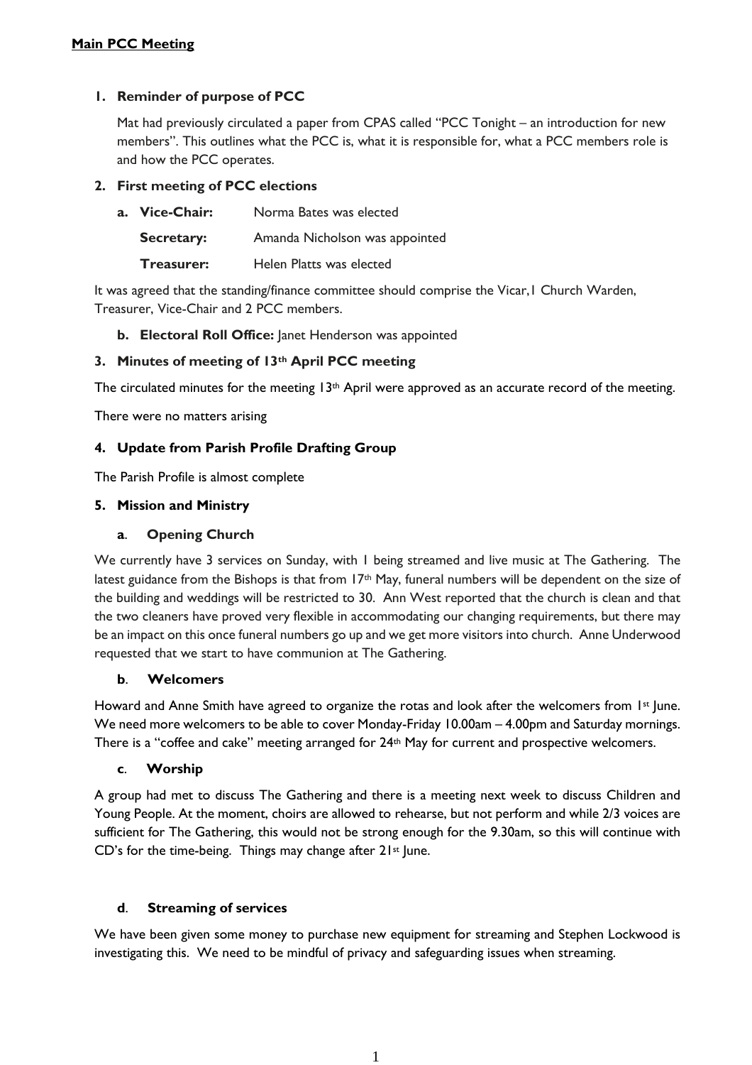**Main PCC Meeting**

**1. Reminder of purpose of PCC**

Mat had previously circulated a paper from CPAS called "PCC Tonight – an introduction for new members". This outlines what the PCC is, what it is responsible for, what a PCC members role is and how the PCC operates.

**2. First meeting of PCC elections**

**a. Vice-Chair:** Norma Bates was elected

**Secretary:** Amanda Nicholson was appointed

**Treasurer:** Helen Platts was elected

It was agreed that the standing/finance committee should comprise the Vicar, 1 Church Warden, Treasurer, Vice-Chair and 2 PCC members.

**b. Electoral Roll Office:** Janet Henderson was appointed

**3. Minutes of meeting of 13th April PCC meeting**

The circulated minutes for the meeting 13th April were approved as an accurate record of the meeting.

There were no matters arising

**4. Update from Parish Profile Drafting Group**

The Parish Profile is almost complete

**5. Mission and Ministry**

**a. Opening Church**

We currently have 3 services on Sunday, with 1 being streamed and live music at The Gathering. The latest guidance from the Bishops is that from 17th May, funeral numbers will be dependent on the size of the building and weddings will be restricted to 30. Ann West reported that the church is clean and that the two cleaners have proved very flexible in accommodating our changing requirements, but there may be an impact on this once funeral numbers go up and we get more visitors into church. Anne Underwood requested that we start to have communion at The Gathering.

**b. Welcomers**

Howard and Anne Smith have agreed to organize the rotas and look after the welcomers from 1st June. We need more welcomers to be able to cover Monday-Friday 10.00am – 4.00pm and Saturday mornings. There is a "coffee and cake" meeting arranged for 24th May for current and prospective welcomers.

**c. Worship**

A group had met to discuss The Gathering and there is a meeting next week to discuss Children and Young People. At the moment, choirs are allowed to rehearse, but not perform and while 2/3 voices are sufficient for The Gathering, this would not be strong enough for the 9.30am, so this will continue with CD's for the time-being. Things may change after 21st June.

**d. Streaming of services**

We have been given some money to purchase new equipment for streaming and Stephen Lockwood is investigating this. We need to be mindful of privacy and safeguarding issues when streaming.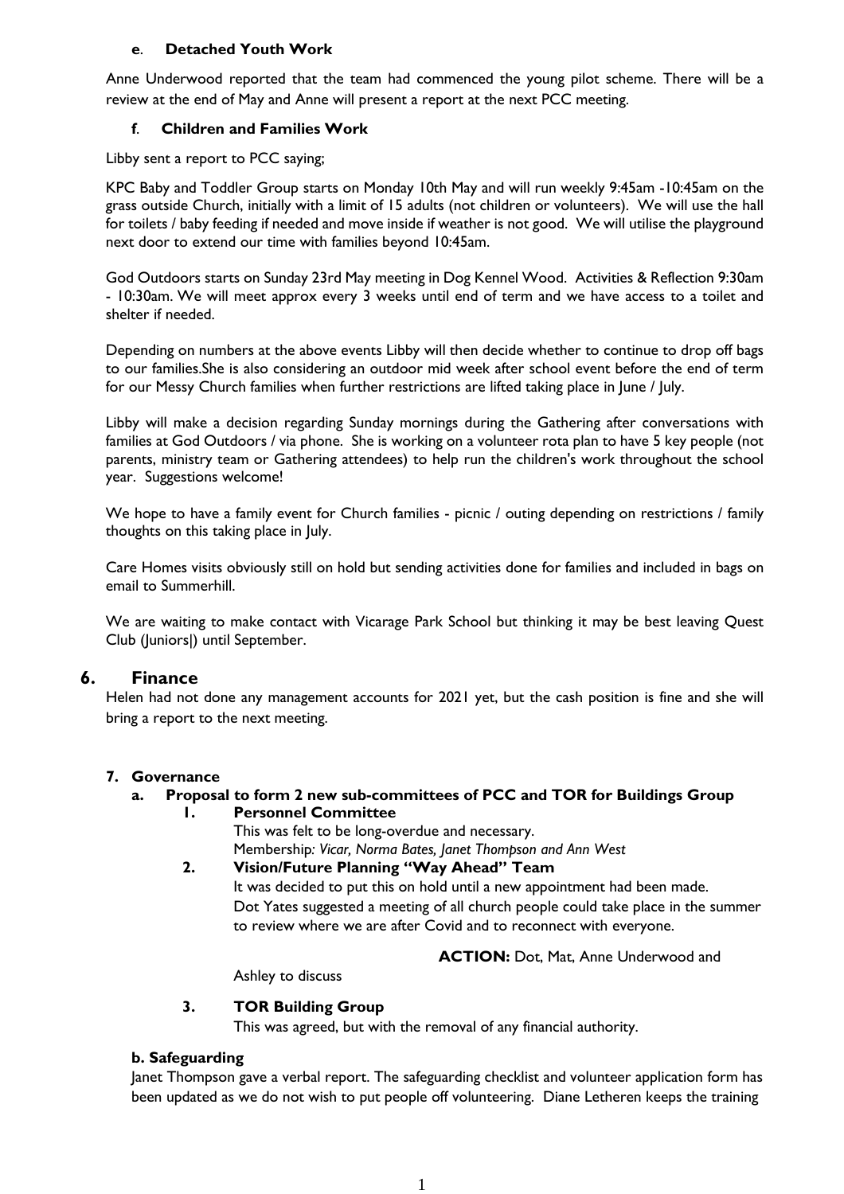#### e. Detached Youth Work

Anne Underwood reported that the team had commenced the young pilot scheme. There will be a review at the end of May and Anne will present a report at the next PCC meeting.

#### f. Children and Families Work

Libby sent a report to PCC saying;

KPC Baby and Toddler Group starts on Monday 10th May and will run weekly 9:45am -10:45am on the grass outside Church, initially with a limit of 15 adults (not children or volunteers). We will use the hall for toilets / baby feeding if needed and move inside if weather is not good. We will utilise the playground next door to extend our time with families beyond 10:45am.

God Outdoors starts on Sunday 23rd May meeting in Dog Kennel Wood. Activities & Reflection 9:30am - 10:30am. We will meet approx every 3 weeks until end of term and we have access to a toilet and shelter if needed.

Depending on numbers at the above events Libby will then decide whether to continue to drop off bags to our families.She is also considering an outdoor mid week after school event before the end of term for our Messy Church families when further restrictions are lifted taking place in June / July.

Libby will make a decision regarding Sunday mornings during the Gathering after conversations with families at God Outdoors / via phone. She is working on a volunteer rota plan to have 5 key people (not parents, ministry team or Gathering attendees) to help run the children's work throughout the school year. Suggestions welcome!

We hope to have a family event for Church families - picnic / outing depending on restrictions / family thoughts on this taking place in July.

Care Homes visits obviously still on hold but sending activities done for families and included in bags on email to Summerhill.

We are waiting to make contact with Vicarage Park School but thinking it may be best leaving Quest Club (Juniors|) until September.

## 6. Finance

Helen had not done any management accounts for 2021 yet, but the cash position is fine and she will bring a report to the next meeting.

### 7. Governance

#### a. Proposal to form 2 new sub-committees of PCC and TOR for Buildings Group

**1. Personnel Committee**

This was felt to be long-overdue and necessary.
Membership: *Vicar, Norma Bates, Janet Thompson and Ann West*

**2. Vision/Future Planning "Way Ahead" Team**

It was decided to put this on hold until a new appointment had been made.
Dot Yates suggested a meeting of all church people could take place in the summer to review where we are after Covid and to reconnect with everyone.

**ACTION:** Dot, Mat, Anne Underwood and Ashley to discuss

**3. TOR Building Group**

This was agreed, but with the removal of any financial authority.

#### b. Safeguarding

Janet Thompson gave a verbal report. The safeguarding checklist and volunteer application form has been updated as we do not wish to put people off volunteering. Diane Letheren keeps the training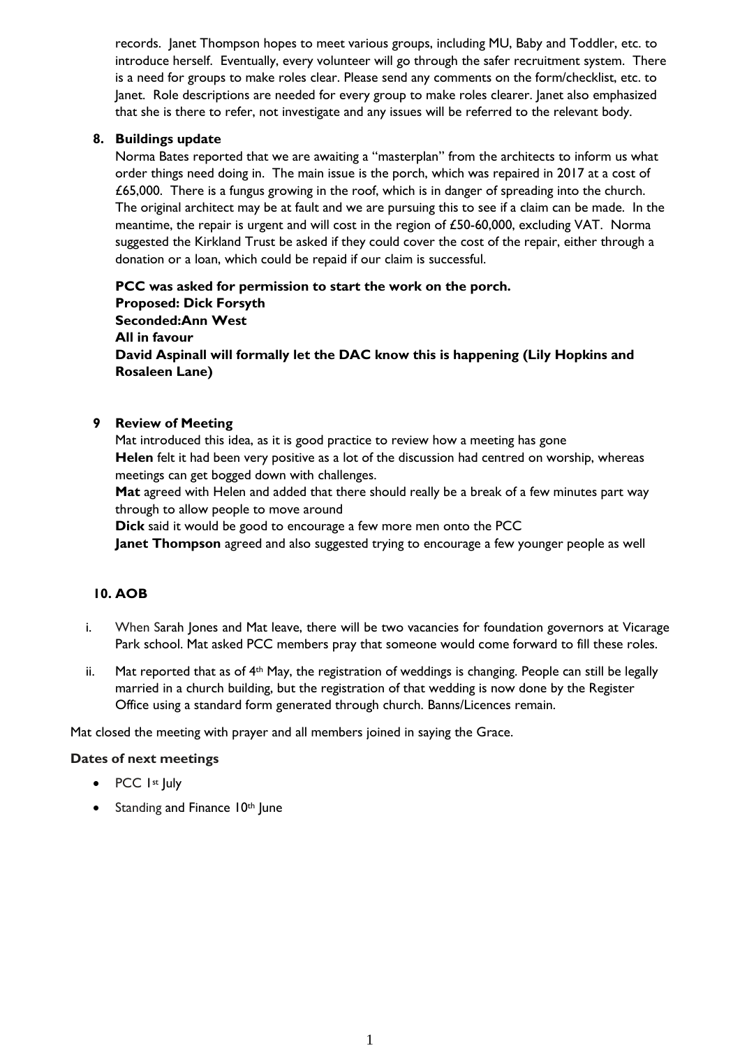records. Janet Thompson hopes to meet various groups, including MU, Baby and Toddler, etc. to introduce herself. Eventually, every volunteer will go through the safer recruitment system. There is a need for groups to make roles clear. Please send any comments on the form/checklist, etc. to Janet. Role descriptions are needed for every group to make roles clearer. Janet also emphasized that she is there to refer, not investigate and any issues will be referred to the relevant body.

**8. Buildings update**

Norma Bates reported that we are awaiting a "masterplan" from the architects to inform us what order things need doing in. The main issue is the porch, which was repaired in 2017 at a cost of £65,000. There is a fungus growing in the roof, which is in danger of spreading into the church. The original architect may be at fault and we are pursuing this to see if a claim can be made. In the meantime, the repair is urgent and will cost in the region of £50-60,000, excluding VAT. Norma suggested the Kirkland Trust be asked if they could cover the cost of the repair, either through a donation or a loan, which could be repaid if our claim is successful.

**PCC was asked for permission to start the work on the porch.**
**Proposed: Dick Forsyth**
**Seconded:Ann West**
**All in favour**
**David Aspinall will formally let the DAC know this is happening (Lily Hopkins and Rosaleen Lane)**

**9 Review of Meeting**

Mat introduced this idea, as it is good practice to review how a meeting has gone
**Helen** felt it had been very positive as a lot of the discussion had centred on worship, whereas meetings can get bogged down with challenges.
**Mat** agreed with Helen and added that there should really be a break of a few minutes part way through to allow people to move around
**Dick** said it would be good to encourage a few more men onto the PCC
**Janet Thompson** agreed and also suggested trying to encourage a few younger people as well

**10. AOB**

i. When Sarah Jones and Mat leave, there will be two vacancies for foundation governors at Vicarage Park school. Mat asked PCC members pray that someone would come forward to fill these roles.

ii. Mat reported that as of 4th May, the registration of weddings is changing. People can still be legally married in a church building, but the registration of that wedding is now done by the Register Office using a standard form generated through church. Banns/Licences remain.

Mat closed the meeting with prayer and all members joined in saying the Grace.

**Dates of next meetings**

- PCC 1st July
- Standing and Finance 10th June